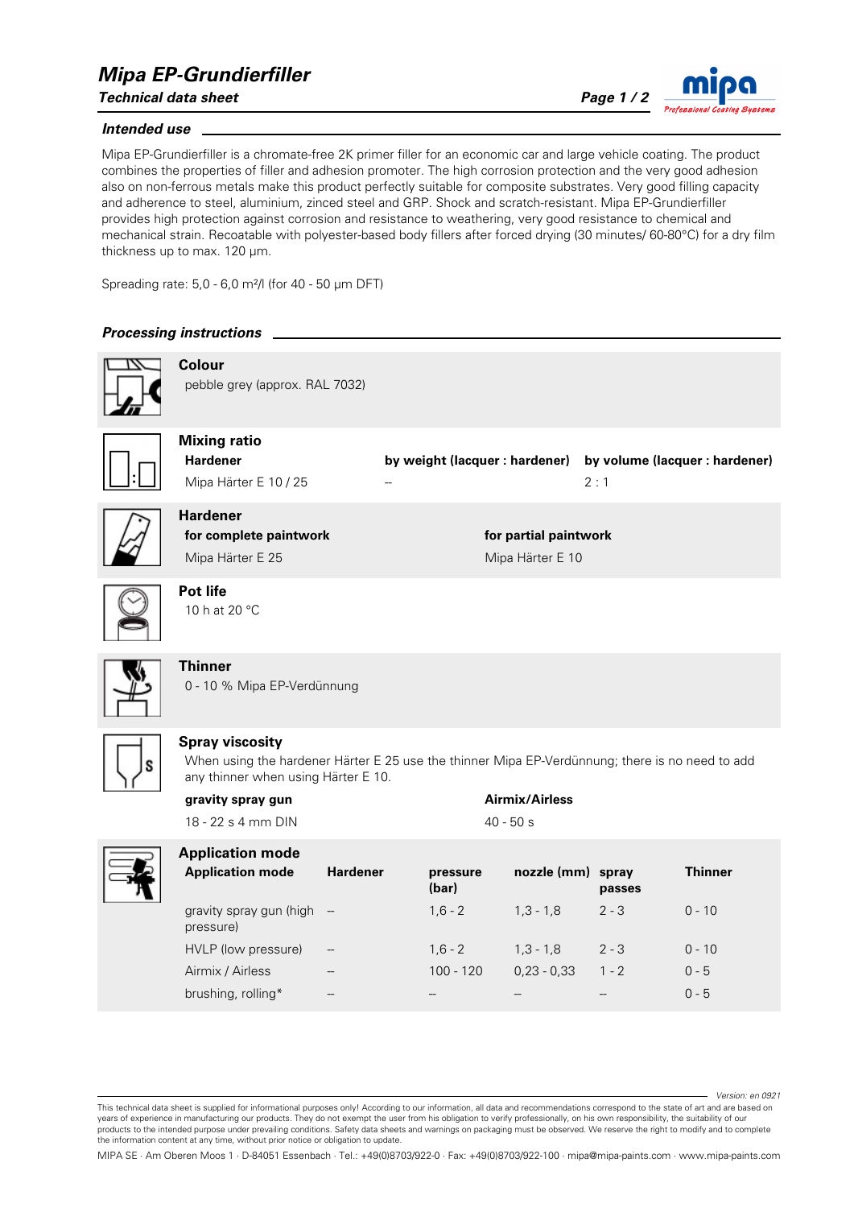# Mipa EP-Grundierfiller

*Technical data sheet*

## Intended use

Mipa EP-Grundierfiller is a chromate-free 2K primer filler for an economic car and large vehicle coating. The product combines the properties of filler and adhesion promoter. The high corrosion protection and the very good adhesion also on non-ferrous metals make this product perfectly suitable for composite substrates. Very good filling capacity and adherence to steel, aluminium, zinced steel and GRP. Shock and scratch-resistant. Mipa EP-Grundierfiller provides high protection against corrosion and resistance to weathering, very good resistance to chemical and mechanical strain. Recoatable with polyester-based body fillers after forced drying (30 minutes/ 60-80°C) for a dry film thickness up to max. 120 µm.

Spreading rate: 5,0 - 6,0 m²/l (for 40 - 50 µm DFT)

## Processing instructions

### Colour

pebble grey (approx. RAL 7032)

### Mixing ratio

| Hardener | by weight (lacquer : hardener) | by volume (lacquer : hardener) |
|---|---|---|
| Mipa Härter E 10 / 25 | -- | 2 : 1 |

### Hardener

| for complete paintwork | for partial paintwork |
|---|---|
| Mipa Härter E 25 | Mipa Härter E 10 |

### Pot life

10 h at 20 °C

### Thinner

0 - 10 % Mipa EP-Verdünnung

### Spray viscosity

When using the hardener Härter E 25 use the thinner Mipa EP-Verdünnung; there is no need to add any thinner when using Härter E 10.

| gravity spray gun | Airmix/Airless |
|---|---|
| 18 - 22 s 4 mm DIN | 40 - 50 s |

### Application mode

| Application mode | Hardener | pressure (bar) | nozzle (mm) | spray passes | Thinner |
|---|---|---|---|---|---|
| gravity spray gun (high pressure) | -- | 1,6 - 2 | 1,3 - 1,8 | 2 - 3 | 0 - 10 |
| HVLP (low pressure) | -- | 1,6 - 2 | 1,3 - 1,8 | 2 - 3 | 0 - 10 |
| Airmix / Airless | -- | 100 - 120 | 0,23 - 0,33 | 1 - 2 | 0 - 5 |
| brushing, rolling* | -- | -- | -- | -- | 0 - 5 |

Version: en 0921

This technical data sheet is supplied for informational purposes only! According to our information, all data and recommendations correspond to the state of art and are based on years of experience in manufacturing our products. They do not exempt the user from his obligation to verify professionally, on his own responsibility, the suitability of our products to the intended purpose under prevailing conditions. Safety data sheets and warnings on packaging must be observed. We reserve the right to modify and to complete the information content at any time, without prior notice or obligation to update.

MIPA SE · Am Oberen Moos 1 · D-84051 Essenbach · Tel.: +49(0)8703/922-0 · Fax: +49(0)8703/922-100 · mipa@mipa-paints.com · www.mipa-paints.com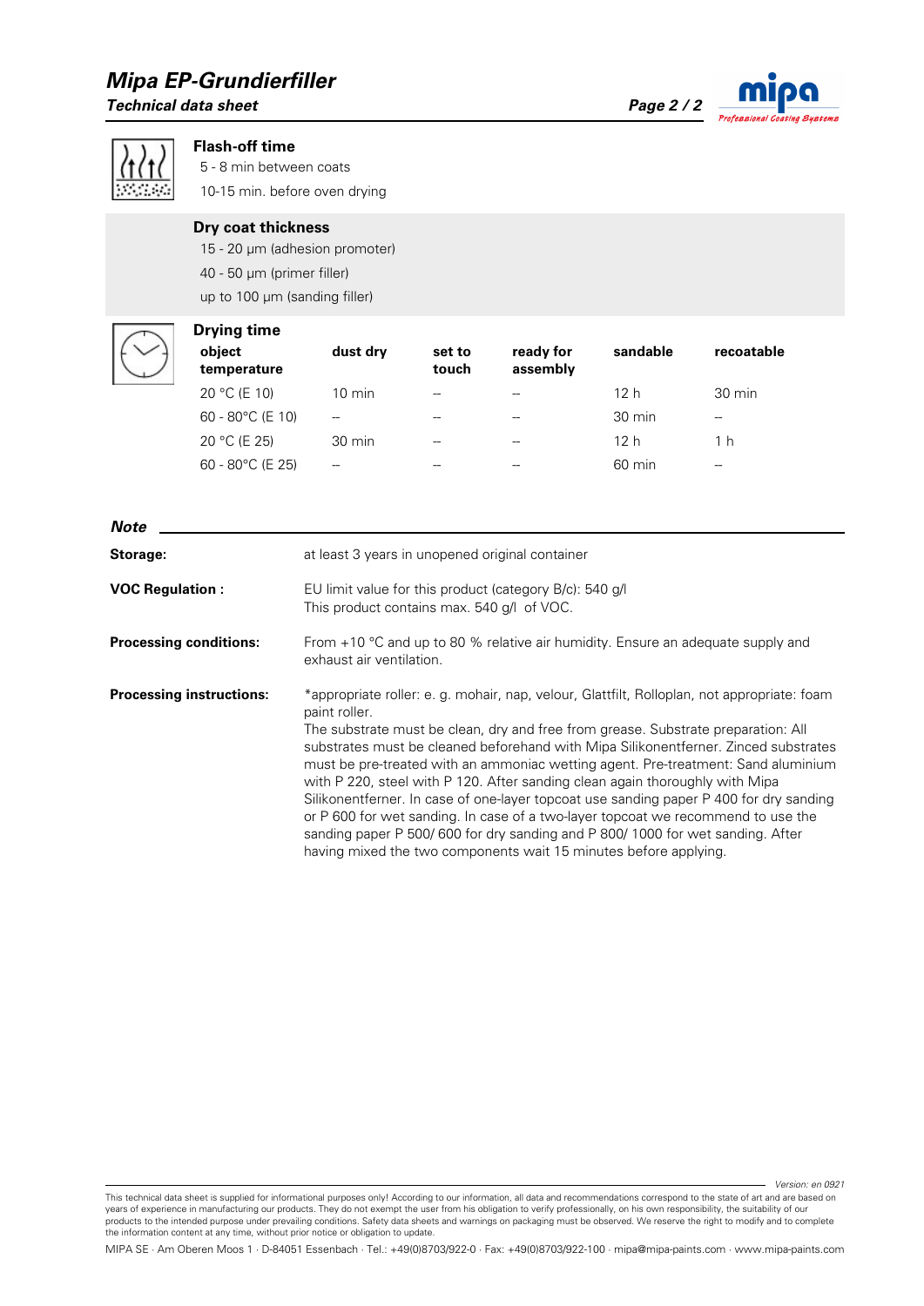### Flash-off time

5 - 8 min between coats

10-15 min. before oven drying

### Dry coat thickness

15 - 20 µm (adhesion promoter)

40 - 50 µm (primer filler)

up to 100 µm (sanding filler)

### Drying time

| object temperature | dust dry | set to touch | ready for assembly | sandable | recoatable |
|---|---|---|---|---|---|
| 20 °C (E 10) | 10 min | -- | -- | 12 h | 30 min |
| 60 - 80°C (E 10) | -- | -- | -- | 30 min | -- |
| 20 °C (E 25) | 30 min | -- | -- | 12 h | 1 h |
| 60 - 80°C (E 25) | -- | -- | -- | 60 min | -- |

## *Note*

**Storage:** at least 3 years in unopened original container

**VOC Regulation :** EU limit value for this product (category B/c): 540 g/l
This product contains max. 540 g/l of VOC.

**Processing conditions:** From +10 °C and up to 80 % relative air humidity. Ensure an adequate supply and exhaust air ventilation.

**Processing instructions:** *appropriate roller: e. g. mohair, nap, velour, Glattfilt, Rolloplan, not appropriate: foam paint roller.
The substrate must be clean, dry and free from grease. Substrate preparation: All substrates must be cleaned beforehand with Mipa Silikonentferner. Zinced substrates must be pre-treated with an ammoniac wetting agent. Pre-treatment: Sand aluminium with P 220, steel with P 120. After sanding clean again thoroughly with Mipa Silikonentferner. In case of one-layer topcoat use sanding paper P 400 for dry sanding or P 600 for wet sanding. In case of a two-layer topcoat we recommend to use the sanding paper P 500/ 600 for dry sanding and P 800/ 1000 for wet sanding. After having mixed the two components wait 15 minutes before applying.

Version: en 0921

This technical data sheet is supplied for informational purposes only! According to our information, all data and recommendations correspond to the state of art and are based on years of experience in manufacturing our products. They do not exempt the user from his obligation to verify professionally, on his own responsibility, the suitability of our products to the intended purpose under prevailing conditions. Safety data sheets and warnings on packaging must be observed. We reserve the right to modify and to complete the information content at any time, without prior notice or obligation to update.

MIPA SE · Am Oberen Moos 1 · D-84051 Essenbach · Tel.: +49(0)8703/922-0 · Fax: +49(0)8703/922-100 · mipa@mipa-paints.com · www.mipa-paints.com